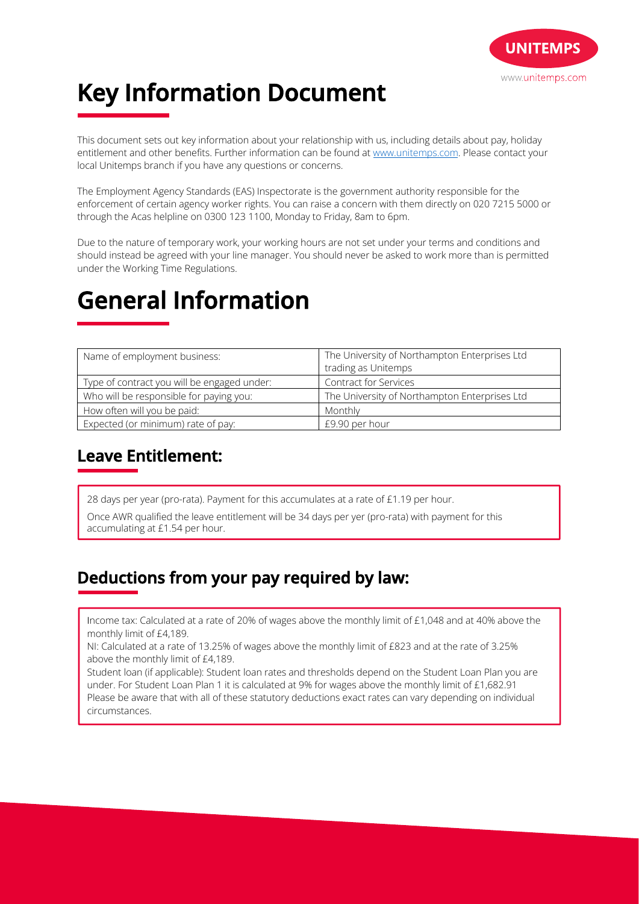# Key Information Document

This document sets out key information about your relationship with us, including details about pay, holiday entitlement and other benefits. Further information can be found at [www.unitemps.com](www.unitemps.com). Please contact your local Unitemps branch if you have any questions or concerns.

The Employment Agency Standards (EAS) Inspectorate is the government authority responsible for the enforcement of certain agency worker rights. You can raise a concern with them directly on 020 7215 5000 or through the Acas helpline on 0300 123 1100, Monday to Friday, 8am to 6pm.

Due to the nature of temporary work, your working hours are not set under your terms and conditions and should instead be agreed with your line manager. You should never be asked to work more than is permitted under the Working Time Regulations.

# General Information

| | |
|---|---|
| Name of employment business: | The University of Northampton Enterprises Ltd trading as Unitemps |
| Type of contract you will be engaged under: | Contract for Services |
| Who will be responsible for paying you: | The University of Northampton Enterprises Ltd |
| How often will you be paid: | Monthly |
| Expected (or minimum) rate of pay: | £9.90 per hour |

## Leave Entitlement:

28 days per year (pro-rata). Payment for this accumulates at a rate of £1.19 per hour.

Once AWR qualified the leave entitlement will be 34 days per yer (pro-rata) with payment for this accumulating at £1.54 per hour.

## Deductions from your pay required by law:

Income tax: Calculated at a rate of 20% of wages above the monthly limit of £1,048 and at 40% above the monthly limit of £4,189.

NI: Calculated at a rate of 13.25% of wages above the monthly limit of £823 and at the rate of 3.25% above the monthly limit of £4,189.

Student loan (if applicable): Student loan rates and thresholds depend on the Student Loan Plan you are under. For Student Loan Plan 1 it is calculated at 9% for wages above the monthly limit of £1,682.91

Please be aware that with all of these statutory deductions exact rates can vary depending on individual circumstances.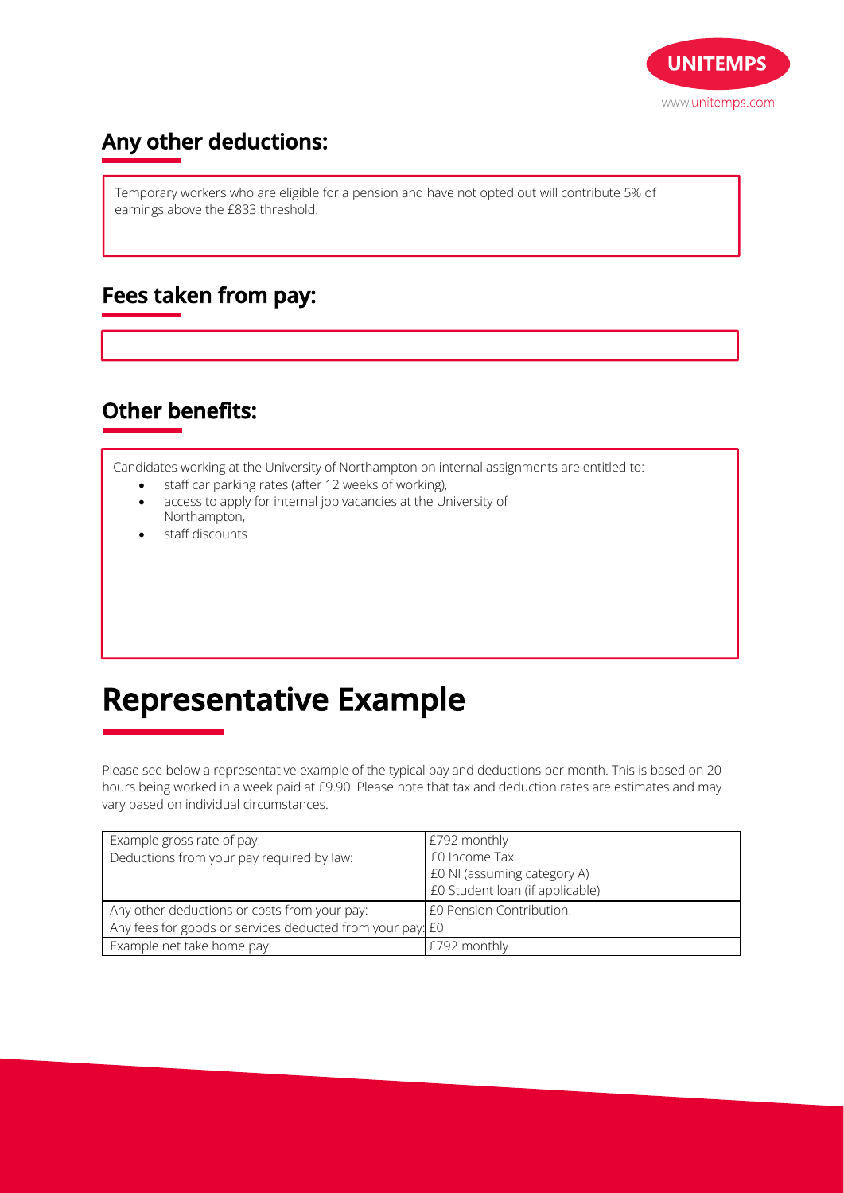## Any other deductions:

Temporary workers who are eligible for a pension and have not opted out will contribute 5% of earnings above the £833 threshold.

## Fees taken from pay:

## Other benefits:

Candidates working at the University of Northampton on internal assignments are entitled to:

- staff car parking rates (after 12 weeks of working),
- access to apply for internal job vacancies at the University of Northampton,
- staff discounts

# Representative Example

Please see below a representative example of the typical pay and deductions per month. This is based on 20 hours being worked in a week paid at £9.90. Please note that tax and deduction rates are estimates and may vary based on individual circumstances.

| | |
|---|---|
| Example gross rate of pay: | £792 monthly |
| Deductions from your pay required by law: | £0 Income Tax<br>£0 NI (assuming category A)<br>£0 Student loan (if applicable) |
| Any other deductions or costs from your pay: | £0 Pension Contribution. |
| Any fees for goods or services deducted from your pay: | £0 |
| Example net take home pay: | £792 monthly |